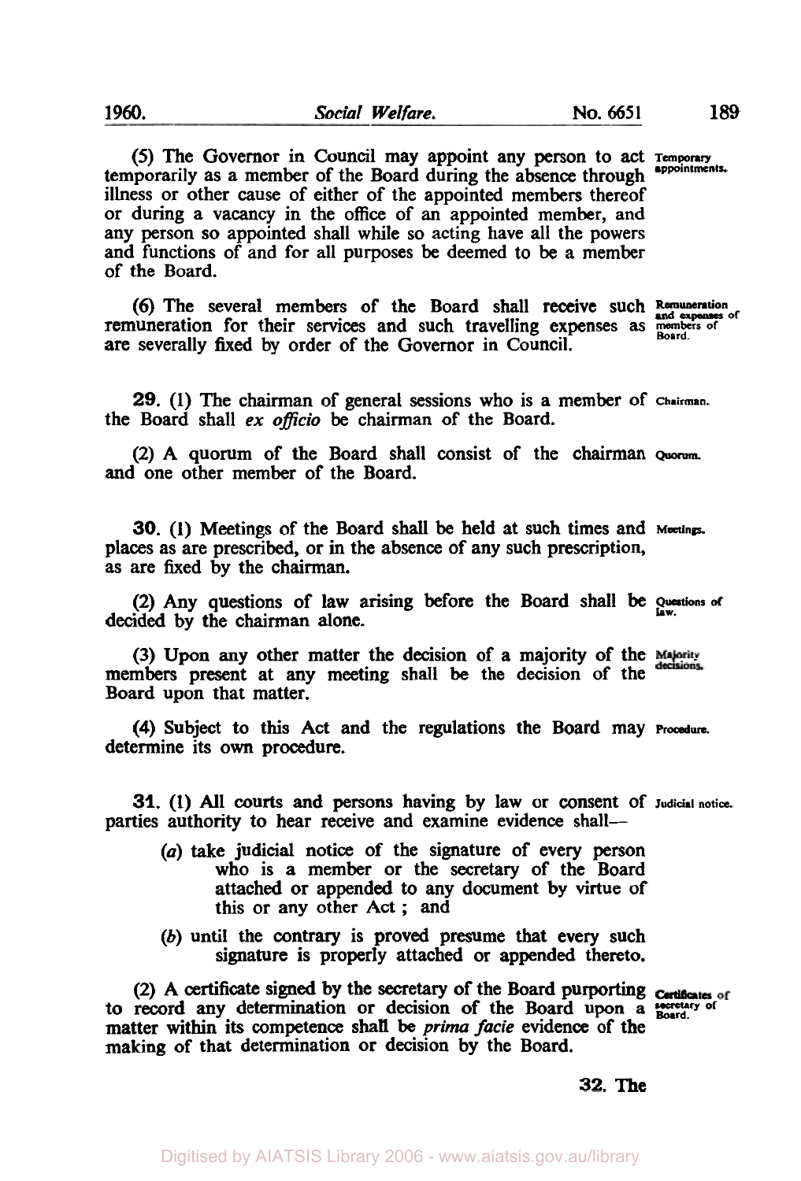(5) The Governor in Council may appoint any person to act temporarily as a member of the Board during the absence through illness or other cause of either of the appointed members thereof or during a vacancy in the office of an appointed member, and any person so appointed shall while so acting have all the powers and functions of and for all purposes be deemed to be a member of the Board.

Temporary appointments.

(6) The several members of the Board shall receive such remuneration for their services and such travelling expenses as are severally fixed by order of the Governor in Council.

Remuneration and expenses of members of Board.

**29.** (1) The chairman of general sessions who is a member of the Board shall *ex officio* be chairman of the Board.

Chairman.

(2) A quorum of the Board shall consist of the chairman and one other member of the Board.

Quorum.

**30.** (1) Meetings of the Board shall be held at such times and places as are prescribed, or in the absence of any such prescription, as are fixed by the chairman.

Meetings.

(2) Any questions of law arising before the Board shall be decided by the chairman alone.

Questions of law.

(3) Upon any other matter the decision of a majority of the members present at any meeting shall be the decision of the Board upon that matter.

Majority decisions.

(4) Subject to this Act and the regulations the Board may determine its own procedure.

Procedure.

**31.** (1) All courts and persons having by law or consent of parties authority to hear receive and examine evidence shall—

Judicial notice.

- (*a*) take judicial notice of the signature of every person who is a member or the secretary of the Board attached or appended to any document by virtue of this or any other Act ; and
- (*b*) until the contrary is proved presume that every such signature is properly attached or appended thereto.

(2) A certificate signed by the secretary of the Board purporting to record any determination or decision of the Board upon a matter within its competence shall be *prima facie* evidence of the making of that determination or decision by the Board.

Certificates of secretary of Board.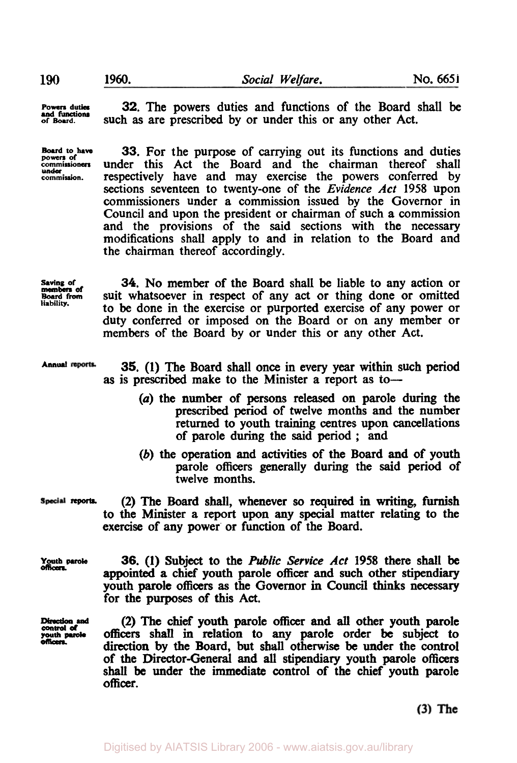**Powers duties and functions of Board.**

32. The powers duties and functions of the Board shall be such as are prescribed by or under this or any other Act.

**Board to have powers of commissioners under commission.**

33. For the purpose of carrying out its functions and duties under this Act the Board and the chairman thereof shall respectively have and may exercise the powers conferred by sections seventeen to twenty-one of the *Evidence Act* 1958 upon commissioners under a commission issued by the Governor in Council and upon the president or chairman of such a commission and the provisions of the said sections with the necessary modifications shall apply to and in relation to the Board and the chairman thereof accordingly.

**Saving of members of Board from liability.**

34. No member of the Board shall be liable to any action or suit whatsoever in respect of any act or thing done or omitted to be done in the exercise or purported exercise of any power or duty conferred or imposed on the Board or on any member or members of the Board by or under this or any other Act.

**Annual reports.**

35. (1) The Board shall once in every year within such period as is prescribed make to the Minister a report as to—

(*a*) the number of persons released on parole during the prescribed period of twelve months and the number returned to youth training centres upon cancellations of parole during the said period ; and

(*b*) the operation and activities of the Board and of youth parole officers generally during the said period of twelve months.

**Special reports.**

(2) The Board shall, whenever so required in writing, furnish to the Minister a report upon any special matter relating to the exercise of any power or function of the Board.

**Youth parole officers.**

36. (1) Subject to the *Public Service Act* 1958 there shall be appointed a chief youth parole officer and such other stipendiary youth parole officers as the Governor in Council thinks necessary for the purposes of this Act.

**Direction and control of youth parole officers.**

(2) The chief youth parole officer and all other youth parole officers shall in relation to any parole order be subject to direction by the Board, but shall otherwise be under the control of the Director-General and all stipendiary youth parole officers shall be under the immediate control of the chief youth parole officer.

(3) The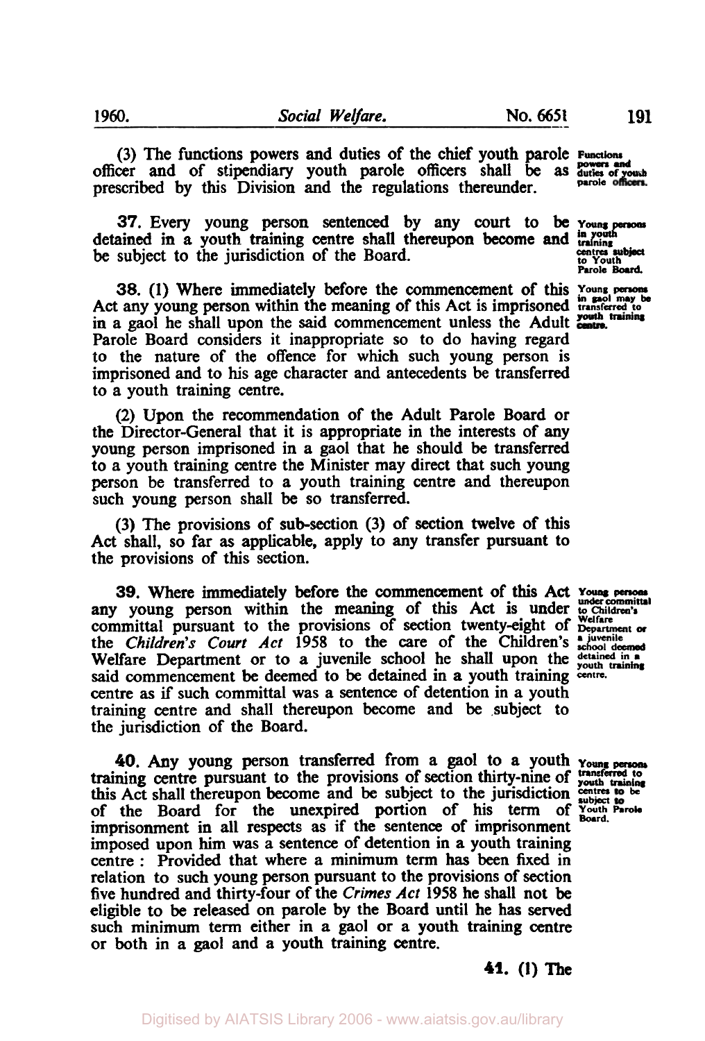(3) The functions powers and duties of the chief youth parole officer and of stipendiary youth parole officers shall be as prescribed by this Division and the regulations thereunder.

Functions powers and duties of youth parole officers.

**37.** Every young person sentenced by any court to be detained in a youth training centre shall thereupon become and be subject to the jurisdiction of the Board.

Young persons in youth training centres subject to Youth Parole Board.

**38.** (1) Where immediately before the commencement of this Act any young person within the meaning of this Act is imprisoned in a gaol he shall upon the said commencement unless the Adult Parole Board considers it inappropriate so to do having regard to the nature of the offence for which such young person is imprisoned and to his age character and antecedents be transferred to a youth training centre.

Young persons in gaol may be transferred to youth training centre.

(2) Upon the recommendation of the Adult Parole Board or the Director-General that it is appropriate in the interests of any young person imprisoned in a gaol that he should be transferred to a youth training centre the Minister may direct that such young person be transferred to a youth training centre and thereupon such young person shall be so transferred.

(3) The provisions of sub-section (3) of section twelve of this Act shall, so far as applicable, apply to any transfer pursuant to the provisions of this section.

**39.** Where immediately before the commencement of this Act any young person within the meaning of this Act is under committal pursuant to the provisions of section twenty-eight of the *Children's Court Act* 1958 to the care of the Children's Welfare Department or to a juvenile school he shall upon the said commencement be deemed to be detained in a youth training centre as if such committal was a sentence of detention in a youth training centre and shall thereupon become and be subject to the jurisdiction of the Board.

Young persons under committal to Children's Welfare Department or a juvenile school deemed detained in a youth training centre.

**40.** Any young person transferred from a gaol to a youth training centre pursuant to the provisions of section thirty-nine of this Act shall thereupon become and be subject to the jurisdiction of the Board for the unexpired portion of his term of imprisonment in all respects as if the sentence of imprisonment imposed upon him was a sentence of detention in a youth training centre: Provided that where a minimum term has been fixed in relation to such young person pursuant to the provisions of section five hundred and thirty-four of the *Crimes Act* 1958 he shall not be eligible to be released on parole by the Board until he has served such minimum term either in a gaol or a youth training centre or both in a gaol and a youth training centre.

Young persons transferred to youth training centres to be subject to Youth Parole Board.

**41.** (1) The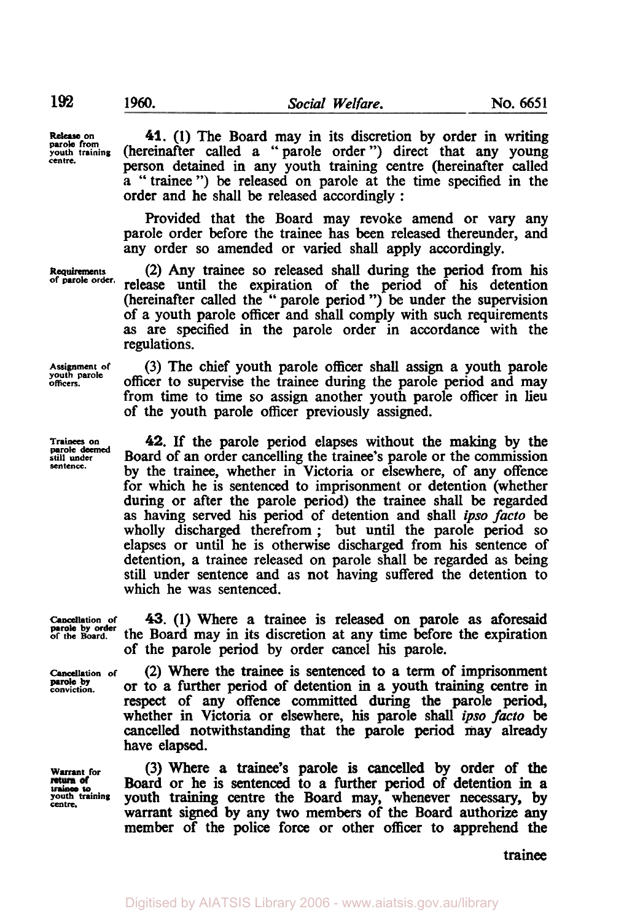Release on parole from youth training centre.

**41.** (1) The Board may in its discretion by order in writing (hereinafter called a " parole order ") direct that any young person detained in any youth training centre (hereinafter called a " trainee ") be released on parole at the time specified in the order and he shall be released accordingly :

Provided that the Board may revoke amend or vary any parole order before the trainee has been released thereunder, and any order so amended or varied shall apply accordingly.

Requirements of parole order.

(2) Any trainee so released shall during the period from his release until the expiration of the period of his detention (hereinafter called the " parole period ") be under the supervision of a youth parole officer and shall comply with such requirements as are specified in the parole order in accordance with the regulations.

Assignment of youth parole officers.

(3) The chief youth parole officer shall assign a youth parole officer to supervise the trainee during the parole period and may from time to time so assign another youth parole officer in lieu of the youth parole officer previously assigned.

Trainees on parole deemed still under sentence.

**42.** If the parole period elapses without the making by the Board of an order cancelling the trainee's parole or the commission by the trainee, whether in Victoria or elsewhere, of any offence for which he is sentenced to imprisonment or detention (whether during or after the parole period) the trainee shall be regarded as having served his period of detention and shall *ipso facto* be wholly discharged therefrom ; but until the parole period so elapses or until he is otherwise discharged from his sentence of detention, a trainee released on parole shall be regarded as being still under sentence and as not having suffered the detention to which he was sentenced.

Cancellation of parole by order of the Board.

**43.** (1) Where a trainee is released on parole as aforesaid the Board may in its discretion at any time before the expiration of the parole period by order cancel his parole.

Cancellation of parole by conviction.

(2) Where the trainee is sentenced to a term of imprisonment or to a further period of detention in a youth training centre in respect of any offence committed during the parole period, whether in Victoria or elsewhere, his parole shall *ipso facto* be cancelled notwithstanding that the parole period may already have elapsed.

Warrant for return of trainee to youth training centre.

(3) Where a trainee's parole is cancelled by order of the Board or he is sentenced to a further period of detention in a youth training centre the Board may, whenever necessary, by warrant signed by any two members of the Board authorize any member of the police force or other officer to apprehend the trainee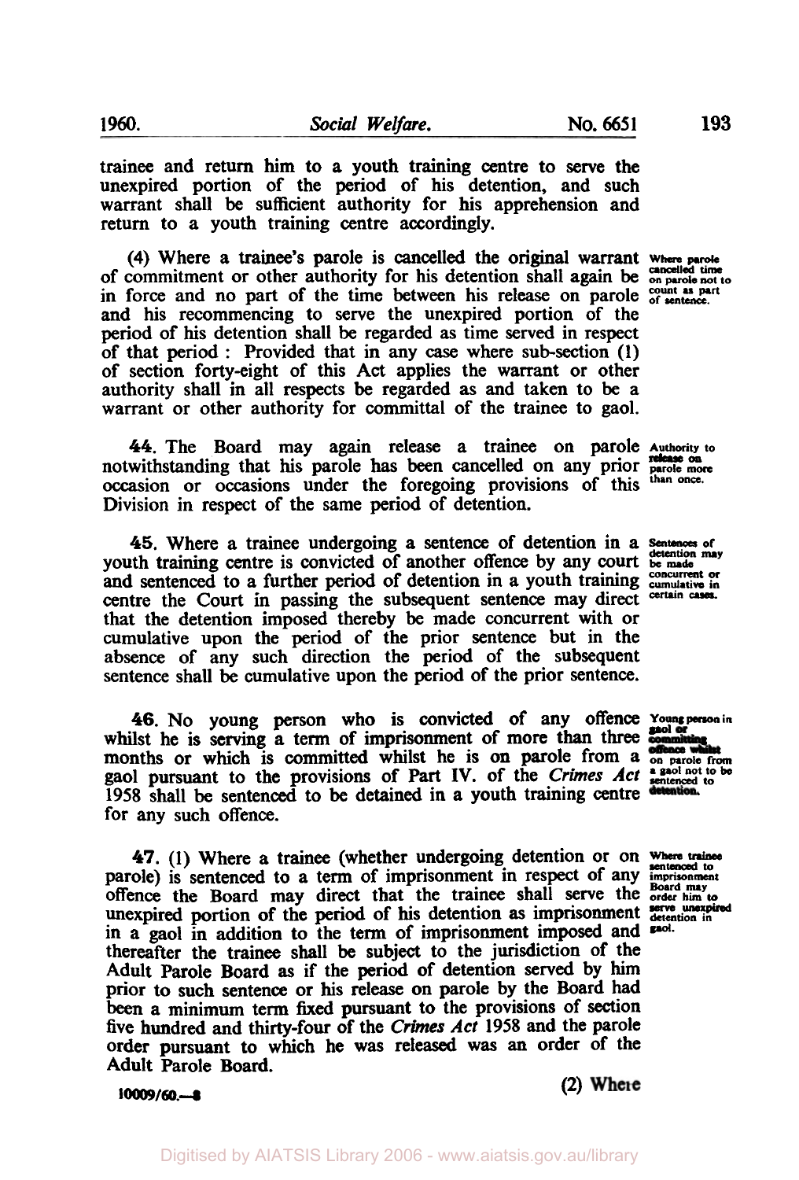trainee and return him to a youth training centre to serve the unexpired portion of the period of his detention, and such warrant shall be sufficient authority for his apprehension and return to a youth training centre accordingly.

(4) Where a trainee's parole is cancelled the original warrant of commitment or other authority for his detention shall again be in force and no part of the time between his release on parole and his recommencing to serve the unexpired portion of the period of his detention shall be regarded as time served in respect of that period : Provided that in any case where sub-section (1) of section forty-eight of this Act applies the warrant or other authority shall in all respects be regarded as and taken to be a warrant or other authority for committal of the trainee to gaol.

*Where parole cancelled time on parole not to count as part of sentence.*

**44.** The Board may again release a trainee on parole notwithstanding that his parole has been cancelled on any prior occasion or occasions under the foregoing provisions of this Division in respect of the same period of detention.

*Authority to release on parole more than once.*

**45.** Where a trainee undergoing a sentence of detention in a youth training centre is convicted of another offence by any court and sentenced to a further period of detention in a youth training centre the Court in passing the subsequent sentence may direct that the detention imposed thereby be made concurrent with or cumulative upon the period of the prior sentence but in the absence of any such direction the period of the subsequent sentence shall be cumulative upon the period of the prior sentence.

*Sentences of detention may be made concurrent or cumulative in certain cases.*

**46.** No young person who is convicted of any offence whilst he is serving a term of imprisonment of more than three months or which is committed whilst he is on parole from a gaol pursuant to the provisions of Part IV. of the *Crimes Act* 1958 shall be sentenced to be detained in a youth training centre for any such offence.

*Young person in gaol or committing offence whilst on parole from a gaol not to be sentenced to detention.*

**47.** (1) Where a trainee (whether undergoing detention or on parole) is sentenced to a term of imprisonment in respect of any offence the Board may direct that the trainee shall serve the unexpired portion of the period of his detention as imprisonment in a gaol in addition to the term of imprisonment imposed and thereafter the trainee shall be subject to the jurisdiction of the Adult Parole Board as if the period of detention served by him prior to such sentence or his release on parole by the Board had been a minimum term fixed pursuant to the provisions of section five hundred and thirty-four of the *Crimes Act* 1958 and the parole order pursuant to which he was released was an order of the Adult Parole Board.

*Where trainee sentenced to imprisonment Board may order him to serve unexpired detention in gaol.*

10009/60.—8

(2) Where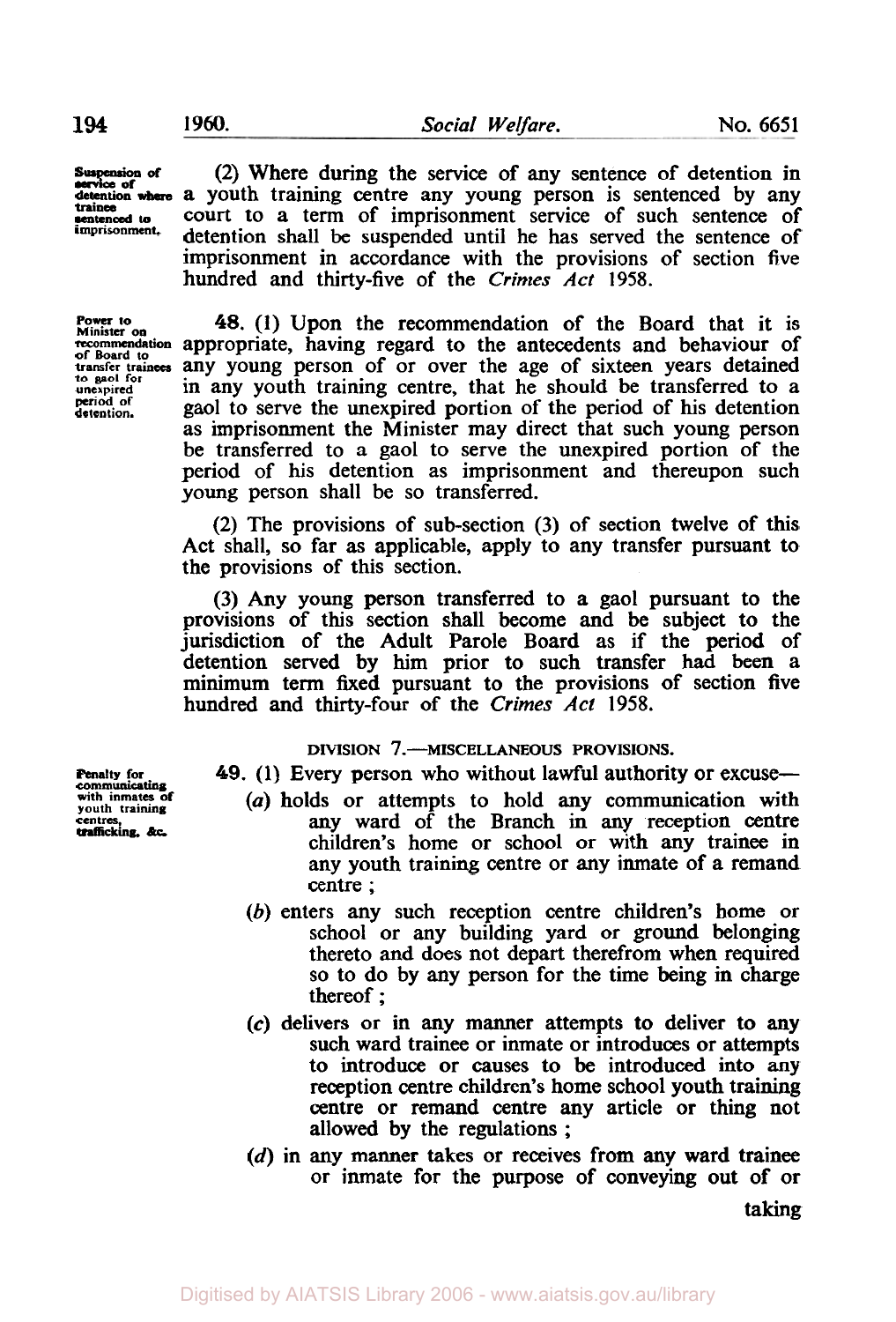**Suspension of service of detention where trainee sentenced to imprisonment.**

(2) Where during the service of any sentence of detention in a youth training centre any young person is sentenced by any court to a term of imprisonment service of such sentence of detention shall be suspended until he has served the sentence of imprisonment in accordance with the provisions of section five hundred and thirty-five of the *Crimes Act* 1958.

**Power to Minister on recommendation of Board to transfer trainees to gaol for unexpired period of detention.**

**48.** (1) Upon the recommendation of the Board that it is appropriate, having regard to the antecedents and behaviour of any young person of or over the age of sixteen years detained in any youth training centre, that he should be transferred to a gaol to serve the unexpired portion of the period of his detention as imprisonment the Minister may direct that such young person be transferred to a gaol to serve the unexpired portion of the period of his detention as imprisonment and thereupon such young person shall be so transferred.

(2) The provisions of sub-section (3) of section twelve of this Act shall, so far as applicable, apply to any transfer pursuant to the provisions of this section.

(3) Any young person transferred to a gaol pursuant to the provisions of this section shall become and be subject to the jurisdiction of the Adult Parole Board as if the period of detention served by him prior to such transfer had been a minimum term fixed pursuant to the provisions of section five hundred and thirty-four of the *Crimes Act* 1958.

DIVISION 7.—MISCELLANEOUS PROVISIONS.

**Penalty for communicating with inmates of youth training centres, trafficking, &c.**

**49.** (1) Every person who without lawful authority or excuse—

(*a*) holds or attempts to hold any communication with any ward of the Branch in any reception centre children's home or school or with any trainee in any youth training centre or any inmate of a remand centre ;

(*b*) enters any such reception centre children's home or school or any building yard or ground belonging thereto and does not depart therefrom when required so to do by any person for the time being in charge thereof ;

(*c*) delivers or in any manner attempts to deliver to any such ward trainee or inmate or introduces or attempts to introduce or causes to be introduced into any reception centre children's home school youth training centre or remand centre any article or thing not allowed by the regulations ;

(*d*) in any manner takes or receives from any ward trainee or inmate for the purpose of conveying out of or taking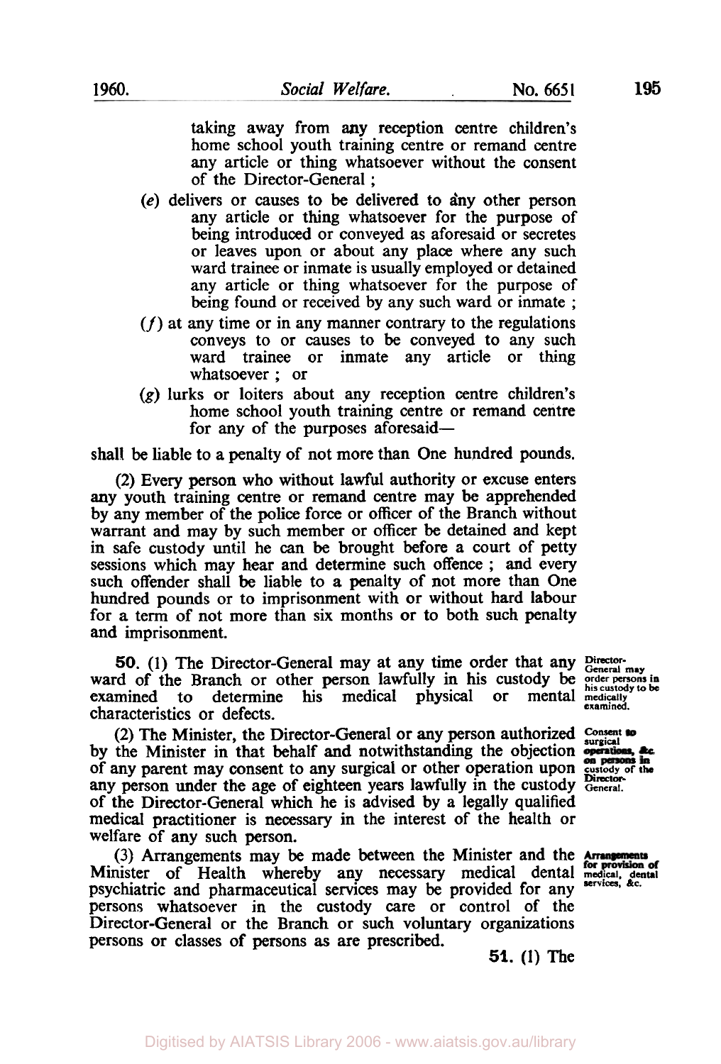taking away from any reception centre children's home school youth training centre or remand centre any article or thing whatsoever without the consent of the Director-General ;

(*e*) delivers or causes to be delivered to any other person any article or thing whatsoever for the purpose of being introduced or conveyed as aforesaid or secretes or leaves upon or about any place where any such ward trainee or inmate is usually employed or detained any article or thing whatsoever for the purpose of being found or received by any such ward or inmate ;

(*f*) at any time or in any manner contrary to the regulations conveys to or causes to be conveyed to any such ward trainee or inmate any article or thing whatsoever ; or

(*g*) lurks or loiters about any reception centre children's home school youth training centre or remand centre for any of the purposes aforesaid—

shall be liable to a penalty of not more than One hundred pounds.

(2) Every person who without lawful authority or excuse enters any youth training centre or remand centre may be apprehended by any member of the police force or officer of the Branch without warrant and may by such member or officer be detained and kept in safe custody until he can be brought before a court of petty sessions which may hear and determine such offence ; and every such offender shall be liable to a penalty of not more than One hundred pounds or to imprisonment with or without hard labour for a term of not more than six months or to both such penalty and imprisonment.

*Director-General may order persons in his custody to be medically examined.*

**50.** (1) The Director-General may at any time order that any ward of the Branch or other person lawfully in his custody be examined to determine his medical physical or mental characteristics or defects.

*Consent to surgical operations, &c. on persons in custody of the Director-General.*

(2) The Minister, the Director-General or any person authorized by the Minister in that behalf and notwithstanding the objection of any parent may consent to any surgical or other operation upon any person under the age of eighteen years lawfully in the custody of the Director-General which he is advised by a legally qualified medical practitioner is necessary in the interest of the health or welfare of any such person.

*Arrangements for provision of medical, dental services, &c.*

(3) Arrangements may be made between the Minister and the Minister of Health whereby any necessary medical dental psychiatric and pharmaceutical services may be provided for any persons whatsoever in the custody care or control of the Director-General or the Branch or such voluntary organizations persons or classes of persons as are prescribed.

**51.** (1) The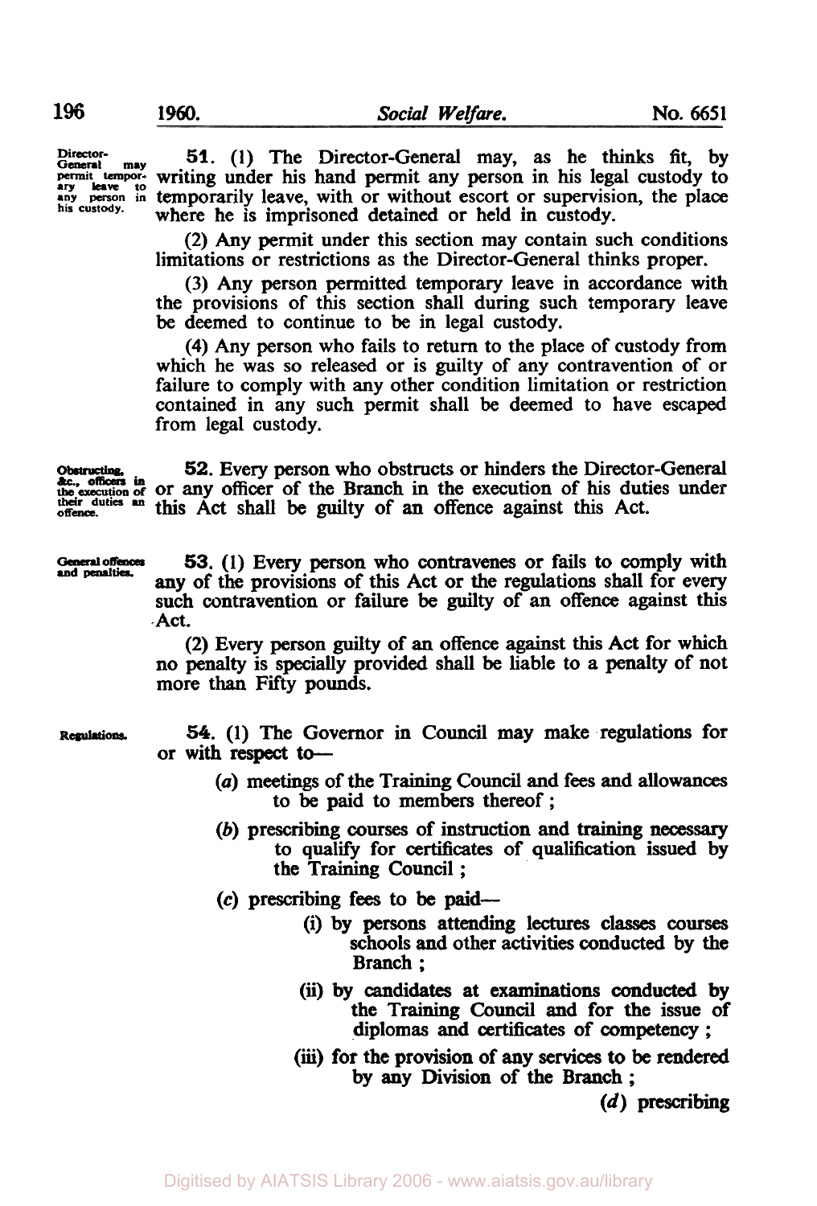Director-General may permit temporary leave to any person in his custody.

**51.** (1) The Director-General may, as he thinks fit, by writing under his hand permit any person in his legal custody to temporarily leave, with or without escort or supervision, the place where he is imprisoned detained or held in custody.

(2) Any permit under this section may contain such conditions limitations or restrictions as the Director-General thinks proper.

(3) Any person permitted temporary leave in accordance with the provisions of this section shall during such temporary leave be deemed to continue to be in legal custody.

(4) Any person who fails to return to the place of custody from which he was so released or is guilty of any contravention of or failure to comply with any other condition limitation or restriction contained in any such permit shall be deemed to have escaped from legal custody.

Obstructing, &c., officers in the execution of their duties an offence.

**52.** Every person who obstructs or hinders the Director-General or any officer of the Branch in the execution of his duties under this Act shall be guilty of an offence against this Act.

General offences and penalties.

**53.** (1) Every person who contravenes or fails to comply with any of the provisions of this Act or the regulations shall for every such contravention or failure be guilty of an offence against this Act.

(2) Every person guilty of an offence against this Act for which no penalty is specially provided shall be liable to a penalty of not more than Fifty pounds.

Regulations.

**54.** (1) The Governor in Council may make regulations for or with respect to—

- (*a*) meetings of the Training Council and fees and allowances to be paid to members thereof;
- (*b*) prescribing courses of instruction and training necessary to qualify for certificates of qualification issued by the Training Council;
- (*c*) prescribing fees to be paid—
  - (i) by persons attending lectures classes courses schools and other activities conducted by the Branch;
  - (ii) by candidates at examinations conducted by the Training Council and for the issue of diplomas and certificates of competency;
  - (iii) for the provision of any services to be rendered by any Division of the Branch;

(*d*) prescribing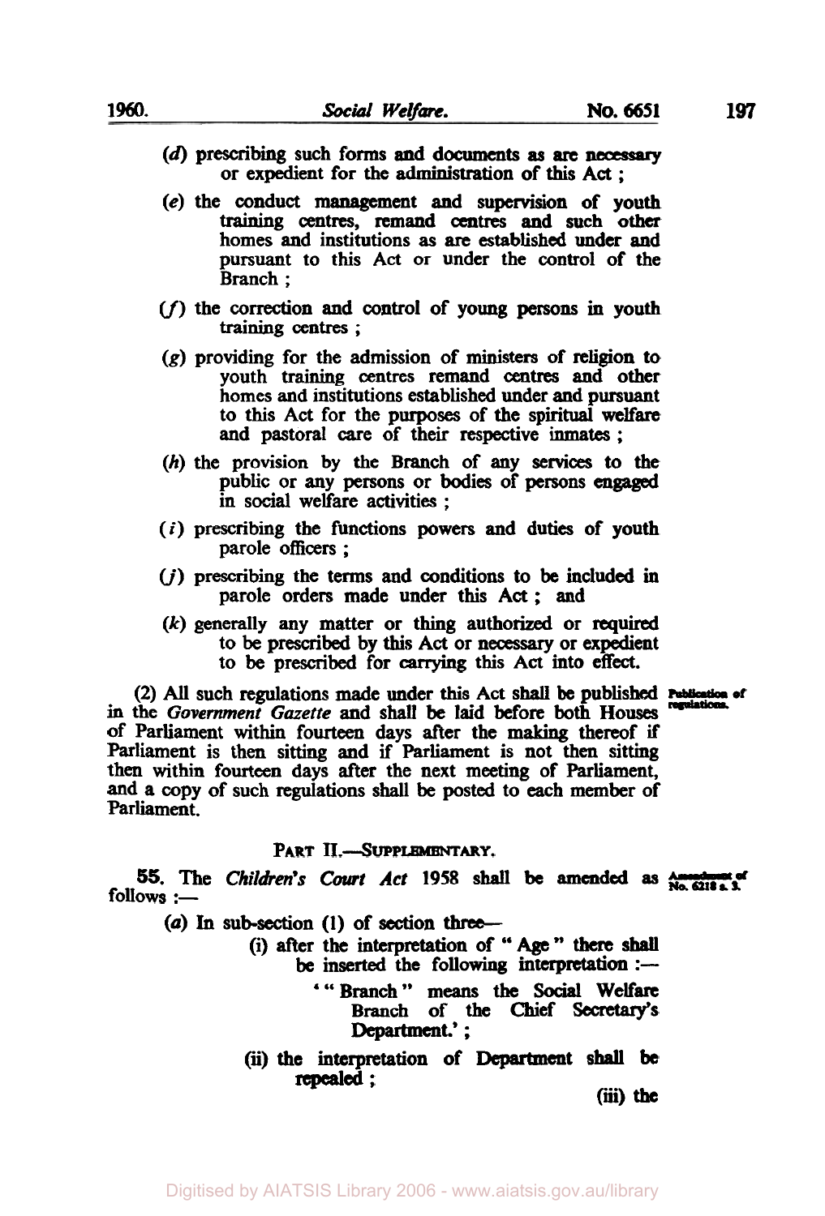(*d*) prescribing such forms and documents as are necessary or expedient for the administration of this Act ;

(*e*) the conduct management and supervision of youth training centres, remand centres and such other homes and institutions as are established under and pursuant to this Act or under the control of the Branch ;

(*f*) the correction and control of young persons in youth training centres ;

(*g*) providing for the admission of ministers of religion to youth training centres remand centres and other homes and institutions established under and pursuant to this Act for the purposes of the spiritual welfare and pastoral care of their respective inmates ;

(*h*) the provision by the Branch of any services to the public or any persons or bodies of persons engaged in social welfare activities ;

(*i*) prescribing the functions powers and duties of youth parole officers ;

(*j*) prescribing the terms and conditions to be included in parole orders made under this Act ; and

(*k*) generally any matter or thing authorized or required to be prescribed by this Act or necessary or expedient to be prescribed for carrying this Act into effect.

Publication of regulations.

(2) All such regulations made under this Act shall be published in the *Government Gazette* and shall be laid before both Houses of Parliament within fourteen days after the making thereof if Parliament is then sitting and if Parliament is not then sitting then within fourteen days after the next meeting of Parliament, and a copy of such regulations shall be posted to each member of Parliament.

## PART II.—SUPPLEMENTARY.

Amendment of No. 6218 s. 3.

**55.** The *Children's Court Act* 1958 shall be amended as follows :—

(*a*) In sub-section (1) of section three—

(i) after the interpretation of " Age " there shall be inserted the following interpretation :—

' " Branch " means the Social Welfare Branch of the Chief Secretary's Department.' ;

(ii) the interpretation of Department shall be repealed ;

(iii) the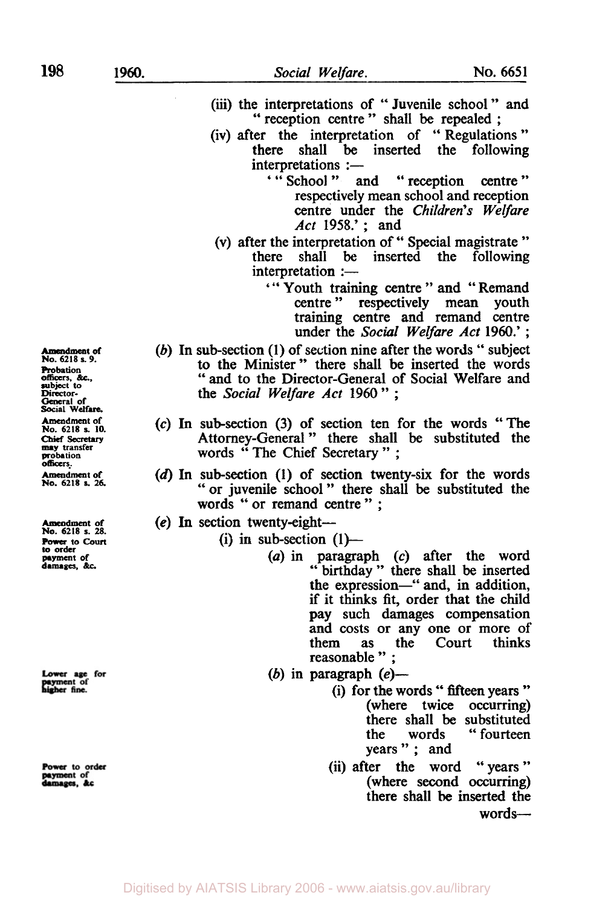(iii) the interpretations of "Juvenile school" and "reception centre" shall be repealed ;

(iv) after the interpretation of "Regulations" there shall be inserted the following interpretations :—

'"School" and "reception centre" respectively mean school and reception centre under the *Children's Welfare Act* 1958.' ; and

(v) after the interpretation of "Special magistrate" there shall be inserted the following interpretation :—

'"Youth training centre" and "Remand centre" respectively mean youth training centre and remand centre under the *Social Welfare Act* 1960.' ;

Amendment of No. 6218 s. 9. Probation officers, &c., subject to Director-General of Social Welfare.

(*b*) In sub-section (1) of section nine after the words "subject to the Minister" there shall be inserted the words "and to the Director-General of Social Welfare and the *Social Welfare Act* 1960" ;

Amendment of No. 6218 s. 10. Chief Secretary may transfer probation officers.

(*c*) In sub-section (3) of section ten for the words "The Attorney-General" there shall be substituted the words "The Chief Secretary" ;

Amendment of No. 6218 s. 26.

(*d*) In sub-section (1) of section twenty-six for the words "or juvenile school" there shall be substituted the words "or remand centre" ;

Amendment of No. 6218 s. 28. Power to Court to order payment of damages, &c.

(*e*) In section twenty-eight—

(i) in sub-section (1)—

(*a*) in paragraph (*c*) after the word "birthday" there shall be inserted the expression—"and, in addition, if it thinks fit, order that the child pay such damages compensation and costs or any one or more of them as the Court thinks reasonable" ;

Lower age for payment of higher fine.

(*b*) in paragraph (*e*)—

(i) for the words "fifteen years" (where twice occurring) there shall be substituted the words "fourteen years" ; and

Power to order payment of damages, &c

(ii) after the word "years" (where second occurring) there shall be inserted the words—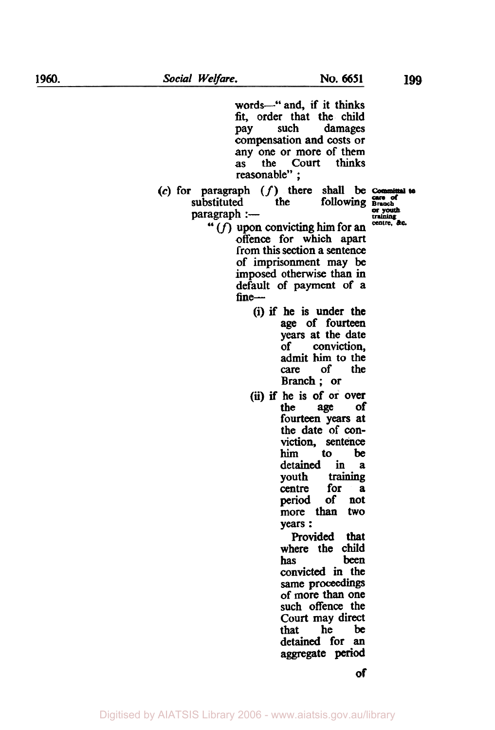words—" and, if it thinks fit, order that the child pay such damages compensation and costs or any one or more of them as the Court thinks reasonable" ;

(c) for paragraph (*f*) there shall be substituted the following paragraph :—

Committal to care of Branch or youth training centre, &c.

"(*f*) upon convicting him for an offence for which apart from this section a sentence of imprisonment may be imposed otherwise than in default of payment of a fine—

(i) if he is under the age of fourteen years at the date of conviction, admit him to the care of the Branch ; or

(ii) if he is of or over the age of fourteen years at the date of conviction, sentence him to be detained in a youth training centre for a period of not more than two years :

Provided that where the child has been convicted in the same proceedings of more than one such offence the Court may direct that he be detained for an aggregate period of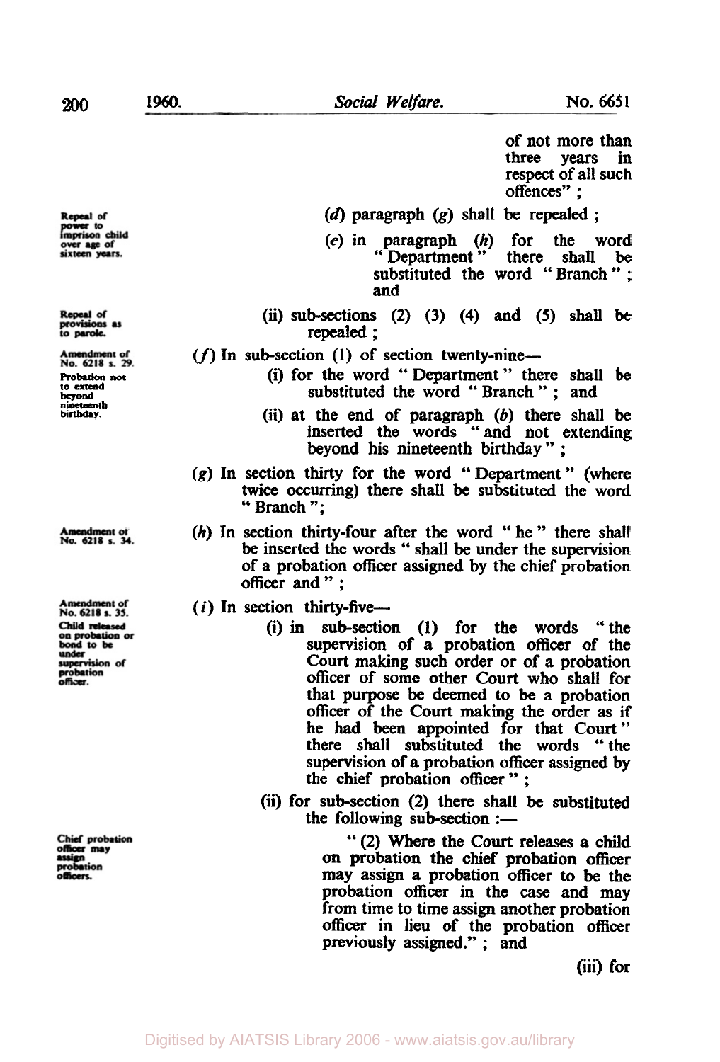of not more than three years in respect of all such offences" ;

Repeal of power to imprison child over age of sixteen years.

(*d*) paragraph (*g*) shall be repealed ;

(*e*) in paragraph (*h*) for the word "Department" there shall be substituted the word "Branch" ; and

Repeal of provisions as to parole.

(ii) sub-sections (2) (3) (4) and (5) shall be repealed ;

Amendment of No. 6218 s. 29. Probation not to extend beyond nineteenth birthday.

(*f*) In sub-section (1) of section twenty-nine—

(i) for the word "Department" there shall be substituted the word "Branch" ; and

(ii) at the end of paragraph (*b*) there shall be inserted the words "and not extending beyond his nineteenth birthday" ;

(*g*) In section thirty for the word "Department" (where twice occurring) there shall be substituted the word "Branch";

Amendment of No. 6218 s. 34.

(*h*) In section thirty-four after the word "he" there shall be inserted the words "shall be under the supervision of a probation officer assigned by the chief probation officer and" ;

Amendment of No. 6218 s. 35. Child released on probation or bond to be under supervision of probation officer.

(*i*) In section thirty-five—

(i) in sub-section (1) for the words "the supervision of a probation officer of the Court making such order or of a probation officer of some other Court who shall for that purpose be deemed to be a probation officer of the Court making the order as if he had been appointed for that Court" there shall substituted the words "the supervision of a probation officer assigned by the chief probation officer" ;

(ii) for sub-section (2) there shall be substituted the following sub-section :—

Chief probation officer may assign probation officers.

"(2) Where the Court releases a child on probation the chief probation officer may assign a probation officer to be the probation officer in the case and may from time to time assign another probation officer in lieu of the probation officer previously assigned." ; and

(iii) for